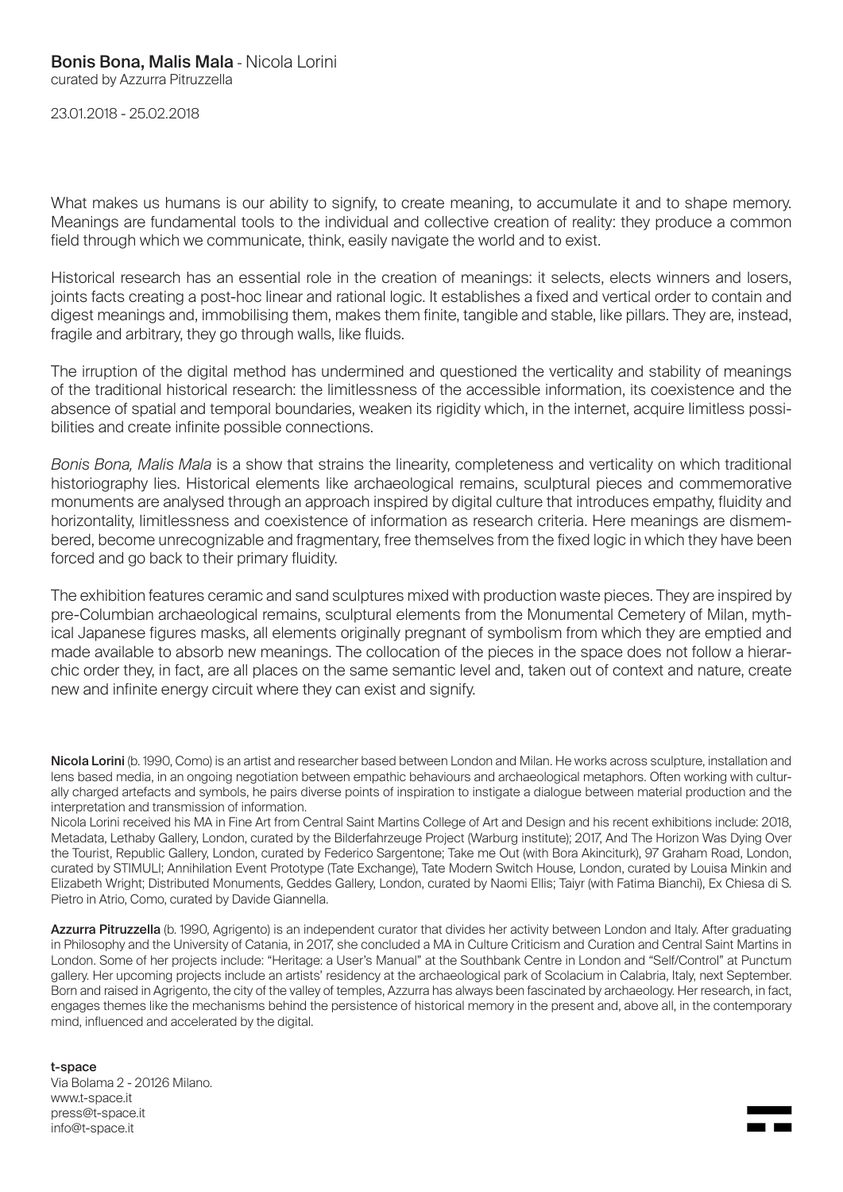# **Bonis Bona, Malis Mala** - Nicola Lorini

curated by Azzurra Pitruzzella

23.01.2018 - 25.02.2018

What makes us humans is our ability to signify, to create meaning, to accumulate it and to shape memory. Meanings are fundamental tools to the individual and collective creation of reality: they produce a common field through which we communicate, think, easily navigate the world and to exist.

Historical research has an essential role in the creation of meanings: it selects, elects winners and losers, joints facts creating a post-hoc linear and rational logic. It establishes a fixed and vertical order to contain and digest meanings and, immobilising them, makes them finite, tangible and stable, like pillars. They are, instead, fragile and arbitrary, they go through walls, like fluids.

The irruption of the digital method has undermined and questioned the verticality and stability of meanings of the traditional historical research: the limitlessness of the accessible information, its coexistence and the absence of spatial and temporal boundaries, weaken its rigidity which, in the internet, acquire limitless possibilities and create infinite possible connections.

*Bonis Bona, Malis Mala* is a show that strains the linearity, completeness and verticality on which traditional historiography lies. Historical elements like archaeological remains, sculptural pieces and commemorative monuments are analysed through an approach inspired by digital culture that introduces empathy, fluidity and horizontality, limitlessness and coexistence of information as research criteria. Here meanings are dismembered, become unrecognizable and fragmentary, free themselves from the fixed logic in which they have been forced and go back to their primary fluidity.

The exhibition features ceramic and sand sculptures mixed with production waste pieces. They are inspired by pre-Columbian archaeological remains, sculptural elements from the Monumental Cemetery of Milan, mythical Japanese figures masks, all elements originally pregnant of symbolism from which they are emptied and made available to absorb new meanings. The collocation of the pieces in the space does not follow a hierarchic order they, in fact, are all places on the same semantic level and, taken out of context and nature, create new and infinite energy circuit where they can exist and signify.

**Nicola Lorini** (b. 1990, Como) is an artist and researcher based between London and Milan. He works across sculpture, installation and lens based media, in an ongoing negotiation between empathic behaviours and archaeological metaphors. Often working with culturally charged artefacts and symbols, he pairs diverse points of inspiration to instigate a dialogue between material production and the interpretation and transmission of information.
Nicola Lorini received his MA in Fine Art from Central Saint Martins College of Art and Design and his recent exhibitions include: 2018, Metadata, Lethaby Gallery, London, curated by the Bilderfahrzeuge Project (Warburg institute); 2017, And The Horizon Was Dying Over the Tourist, Republic Gallery, London, curated by Federico Sargentone; Take me Out (with Bora Akinciturk), 97 Graham Road, London, curated by STIMULI; Annihilation Event Prototype (Tate Exchange), Tate Modern Switch House, London, curated by Louisa Minkin and Elizabeth Wright; Distributed Monuments, Geddes Gallery, London, curated by Naomi Ellis; Taiyr (with Fatima Bianchi), Ex Chiesa di S. Pietro in Atrio, Como, curated by Davide Giannella.

**Azzurra Pitruzzella** (b. 1990, Agrigento) is an independent curator that divides her activity between London and Italy. After graduating in Philosophy and the University of Catania, in 2017, she concluded a MA in Culture Criticism and Curation and Central Saint Martins in London. Some of her projects include: "Heritage: a User's Manual" at the Southbank Centre in London and "Self/Control" at Punctum gallery. Her upcoming projects include an artists' residency at the archaeological park of Scolacium in Calabria, Italy, next September. Born and raised in Agrigento, the city of the valley of temples, Azzurra has always been fascinated by archaeology. Her research, in fact, engages themes like the mechanisms behind the persistence of historical memory in the present and, above all, in the contemporary mind, influenced and accelerated by the digital.

**t-space**
Via Bolama 2 - 20126 Milano.
www.t-space.it
press@t-space.it
info@t-space.it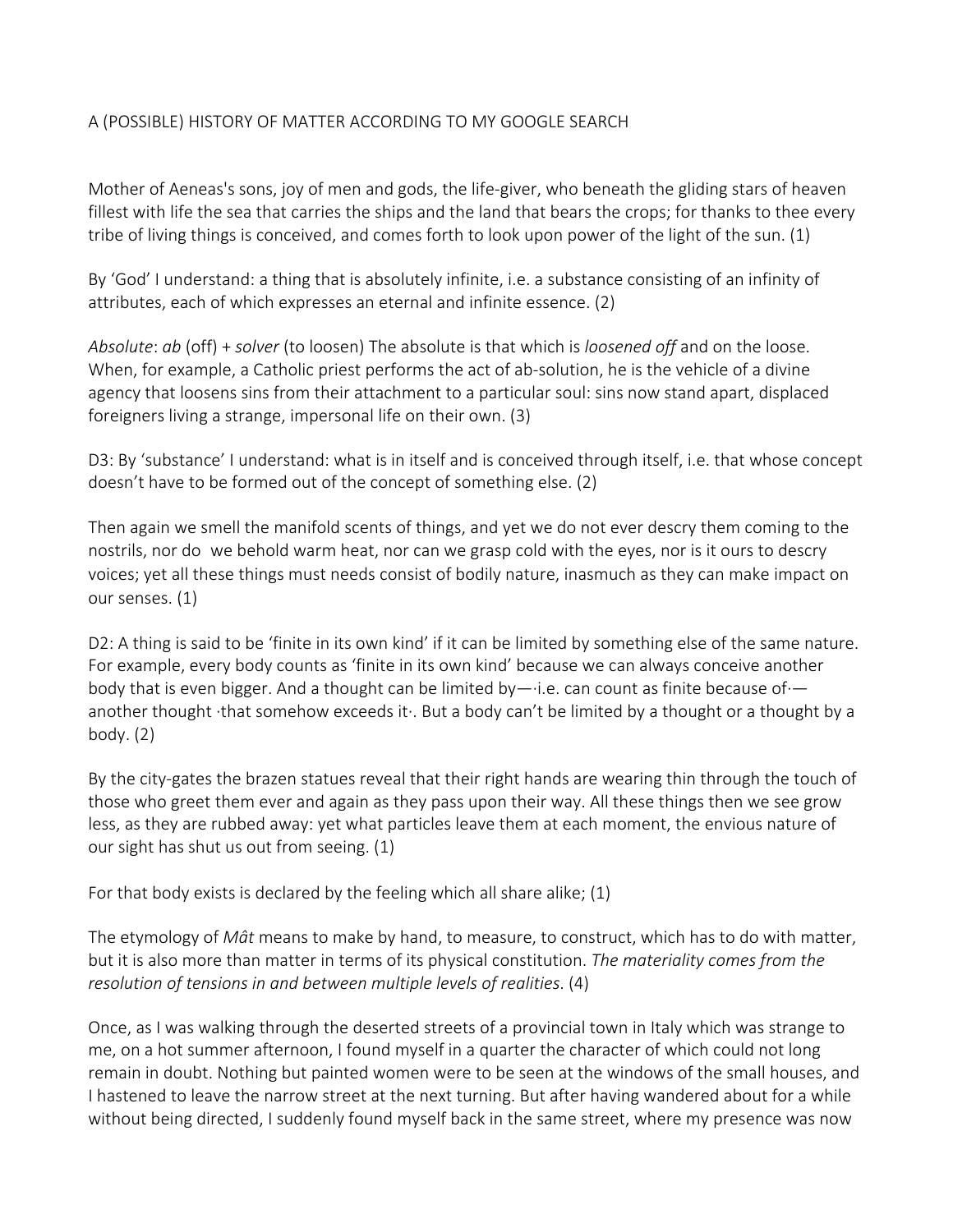A (POSSIBLE) HISTORY OF MATTER ACCORDING TO MY GOOGLE SEARCH

Mother of Aeneas's sons, joy of men and gods, the life-giver, who beneath the gliding stars of heaven fillest with life the sea that carries the ships and the land that bears the crops; for thanks to thee every tribe of living things is conceived, and comes forth to look upon power of the light of the sun. (1)

By 'God' I understand: a thing that is absolutely infinite, i.e. a substance consisting of an infinity of attributes, each of which expresses an eternal and infinite essence. (2)

*Absolute*: *ab* (off) + *solver* (to loosen) The absolute is that which is *loosened off* and on the loose. When, for example, a Catholic priest performs the act of ab-solution, he is the vehicle of a divine agency that loosens sins from their attachment to a particular soul: sins now stand apart, displaced foreigners living a strange, impersonal life on their own. (3)

D3: By 'substance' I understand: what is in itself and is conceived through itself, i.e. that whose concept doesn't have to be formed out of the concept of something else. (2)

Then again we smell the manifold scents of things, and yet we do not ever descry them coming to the nostrils, nor do we behold warm heat, nor can we grasp cold with the eyes, nor is it ours to descry voices; yet all these things must needs consist of bodily nature, inasmuch as they can make impact on our senses. (1)

D2: A thing is said to be 'finite in its own kind' if it can be limited by something else of the same nature. For example, every body counts as 'finite in its own kind' because we can always conceive another body that is even bigger. And a thought can be limited by—·i.e. can count as finite because of·—another thought ·that somehow exceeds it·. But a body can't be limited by a thought or a thought by a body. (2)

By the city-gates the brazen statues reveal that their right hands are wearing thin through the touch of those who greet them ever and again as they pass upon their way. All these things then we see grow less, as they are rubbed away: yet what particles leave them at each moment, the envious nature of our sight has shut us out from seeing. (1)

For that body exists is declared by the feeling which all share alike; (1)

The etymology of *Mât* means to make by hand, to measure, to construct, which has to do with matter, but it is also more than matter in terms of its physical constitution. *The materiality comes from the resolution of tensions in and between multiple levels of realities*. (4)

Once, as I was walking through the deserted streets of a provincial town in Italy which was strange to me, on a hot summer afternoon, I found myself in a quarter the character of which could not long remain in doubt. Nothing but painted women were to be seen at the windows of the small houses, and I hastened to leave the narrow street at the next turning. But after having wandered about for a while without being directed, I suddenly found myself back in the same street, where my presence was now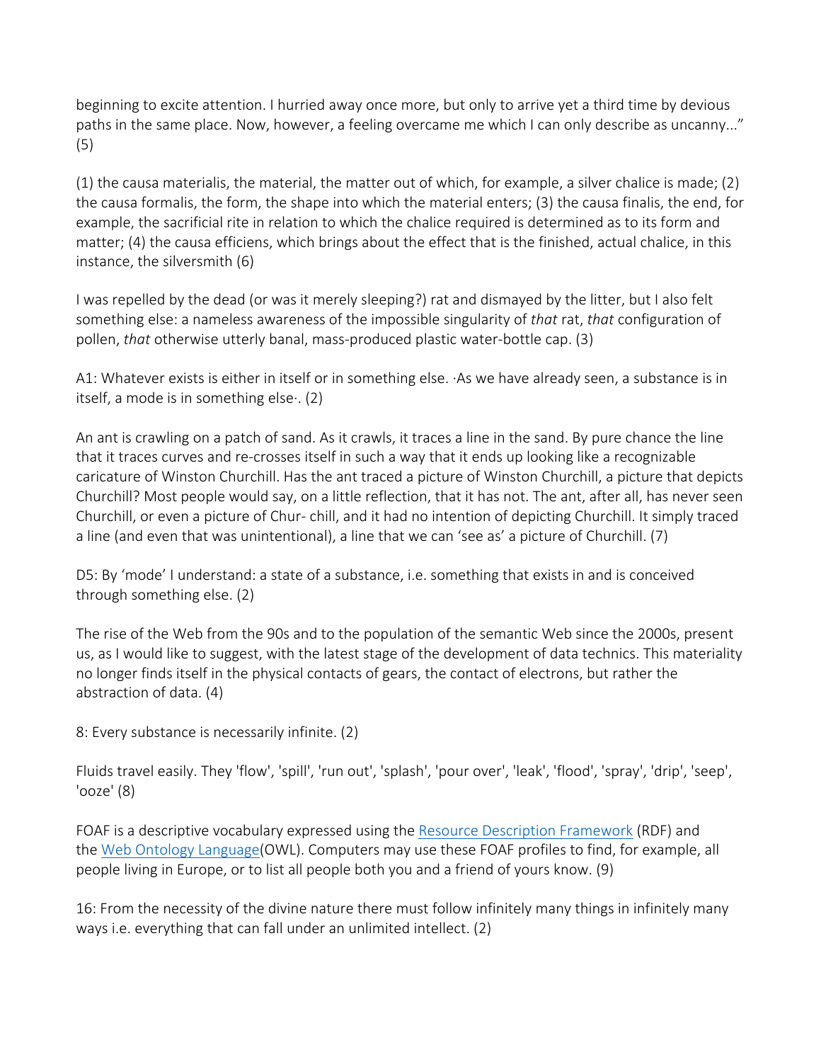beginning to excite attention. I hurried away once more, but only to arrive yet a third time by devious paths in the same place. Now, however, a feeling overcame me which I can only describe as uncanny..." (5)

(1) the causa materialis, the material, the matter out of which, for example, a silver chalice is made; (2) the causa formalis, the form, the shape into which the material enters; (3) the causa finalis, the end, for example, the sacrificial rite in relation to which the chalice required is determined as to its form and matter; (4) the causa efficiens, which brings about the effect that is the finished, actual chalice, in this instance, the silversmith (6)

I was repelled by the dead (or was it merely sleeping?) rat and dismayed by the litter, but I also felt something else: a nameless awareness of the impossible singularity of *that* rat, *that* configuration of pollen, *that* otherwise utterly banal, mass-produced plastic water-bottle cap. (3)

A1: Whatever exists is either in itself or in something else. ·As we have already seen, a substance is in itself, a mode is in something else·. (2)

An ant is crawling on a patch of sand. As it crawls, it traces a line in the sand. By pure chance the line that it traces curves and re-crosses itself in such a way that it ends up looking like a recognizable caricature of Winston Churchill. Has the ant traced a picture of Winston Churchill, a picture that depicts Churchill? Most people would say, on a little reflection, that it has not. The ant, after all, has never seen Churchill, or even a picture of Chur- chill, and it had no intention of depicting Churchill. It simply traced a line (and even that was unintentional), a line that we can 'see as' a picture of Churchill. (7)

D5: By 'mode' I understand: a state of a substance, i.e. something that exists in and is conceived through something else. (2)

The rise of the Web from the 90s and to the population of the semantic Web since the 2000s, present us, as I would like to suggest, with the latest stage of the development of data technics. This materiality no longer finds itself in the physical contacts of gears, the contact of electrons, but rather the abstraction of data. (4)

8: Every substance is necessarily infinite. (2)

Fluids travel easily. They 'flow', 'spill', 'run out', 'splash', 'pour over', 'leak', 'flood', 'spray', 'drip', 'seep', 'ooze' (8)

FOAF is a descriptive vocabulary expressed using the [Resource Description Framework](#) (RDF) and the [Web Ontology Language](#)(OWL). Computers may use these FOAF profiles to find, for example, all people living in Europe, or to list all people both you and a friend of yours know. (9)

16: From the necessity of the divine nature there must follow infinitely many things in infinitely many ways i.e. everything that can fall under an unlimited intellect. (2)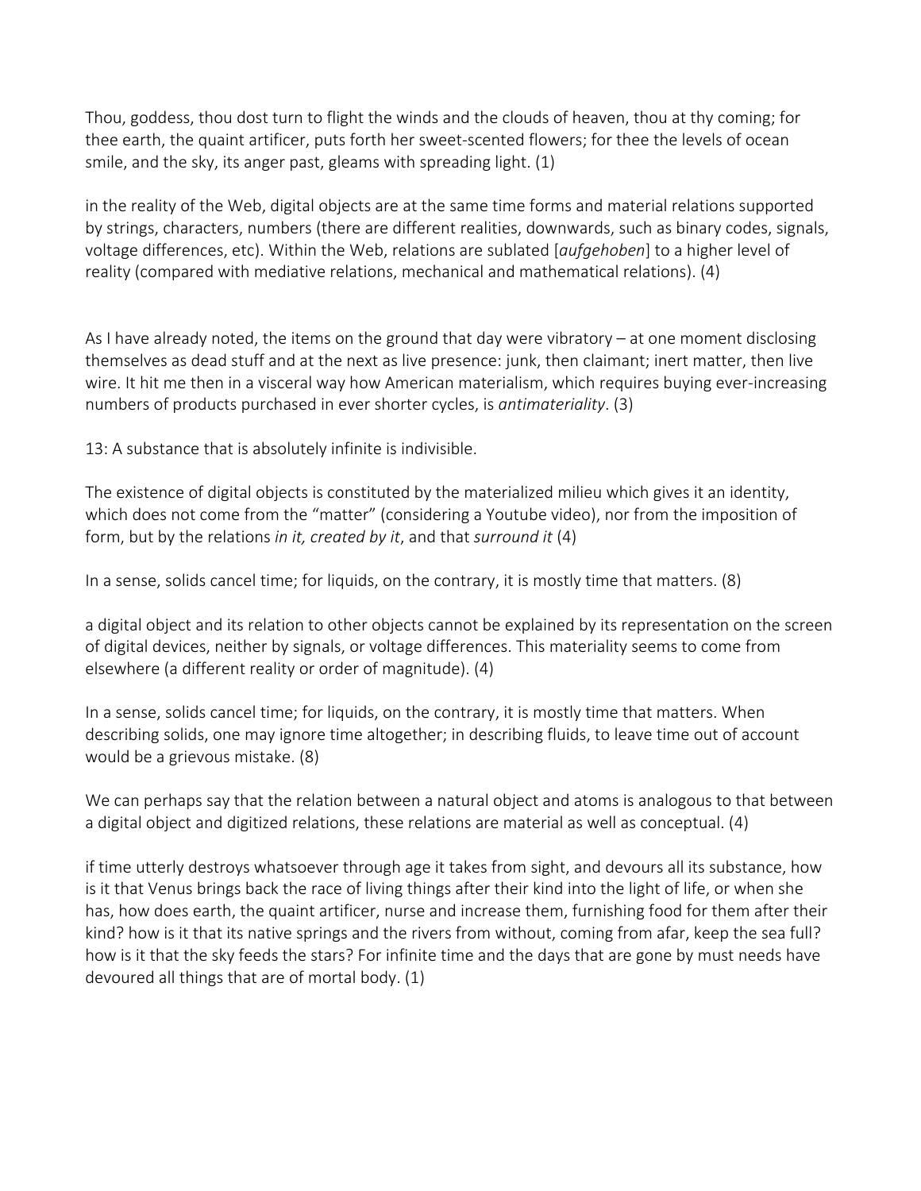Thou, goddess, thou dost turn to flight the winds and the clouds of heaven, thou at thy coming; for thee earth, the quaint artificer, puts forth her sweet-scented flowers; for thee the levels of ocean smile, and the sky, its anger past, gleams with spreading light. (1)

in the reality of the Web, digital objects are at the same time forms and material relations supported by strings, characters, numbers (there are different realities, downwards, such as binary codes, signals, voltage differences, etc). Within the Web, relations are sublated [*aufgehoben*] to a higher level of reality (compared with mediative relations, mechanical and mathematical relations). (4)

As I have already noted, the items on the ground that day were vibratory – at one moment disclosing themselves as dead stuff and at the next as live presence: junk, then claimant; inert matter, then live wire. It hit me then in a visceral way how American materialism, which requires buying ever-increasing numbers of products purchased in ever shorter cycles, is *antimateriality*. (3)

13: A substance that is absolutely infinite is indivisible.

The existence of digital objects is constituted by the materialized milieu which gives it an identity, which does not come from the "matter" (considering a Youtube video), nor from the imposition of form, but by the relations *in it, created by it*, and that *surround it* (4)

In a sense, solids cancel time; for liquids, on the contrary, it is mostly time that matters. (8)

a digital object and its relation to other objects cannot be explained by its representation on the screen of digital devices, neither by signals, or voltage differences. This materiality seems to come from elsewhere (a different reality or order of magnitude). (4)

In a sense, solids cancel time; for liquids, on the contrary, it is mostly time that matters. When describing solids, one may ignore time altogether; in describing fluids, to leave time out of account would be a grievous mistake. (8)

We can perhaps say that the relation between a natural object and atoms is analogous to that between a digital object and digitized relations, these relations are material as well as conceptual. (4)

if time utterly destroys whatsoever through age it takes from sight, and devours all its substance, how is it that Venus brings back the race of living things after their kind into the light of life, or when she has, how does earth, the quaint artificer, nurse and increase them, furnishing food for them after their kind? how is it that its native springs and the rivers from without, coming from afar, keep the sea full? how is it that the sky feeds the stars? For infinite time and the days that are gone by must needs have devoured all things that are of mortal body. (1)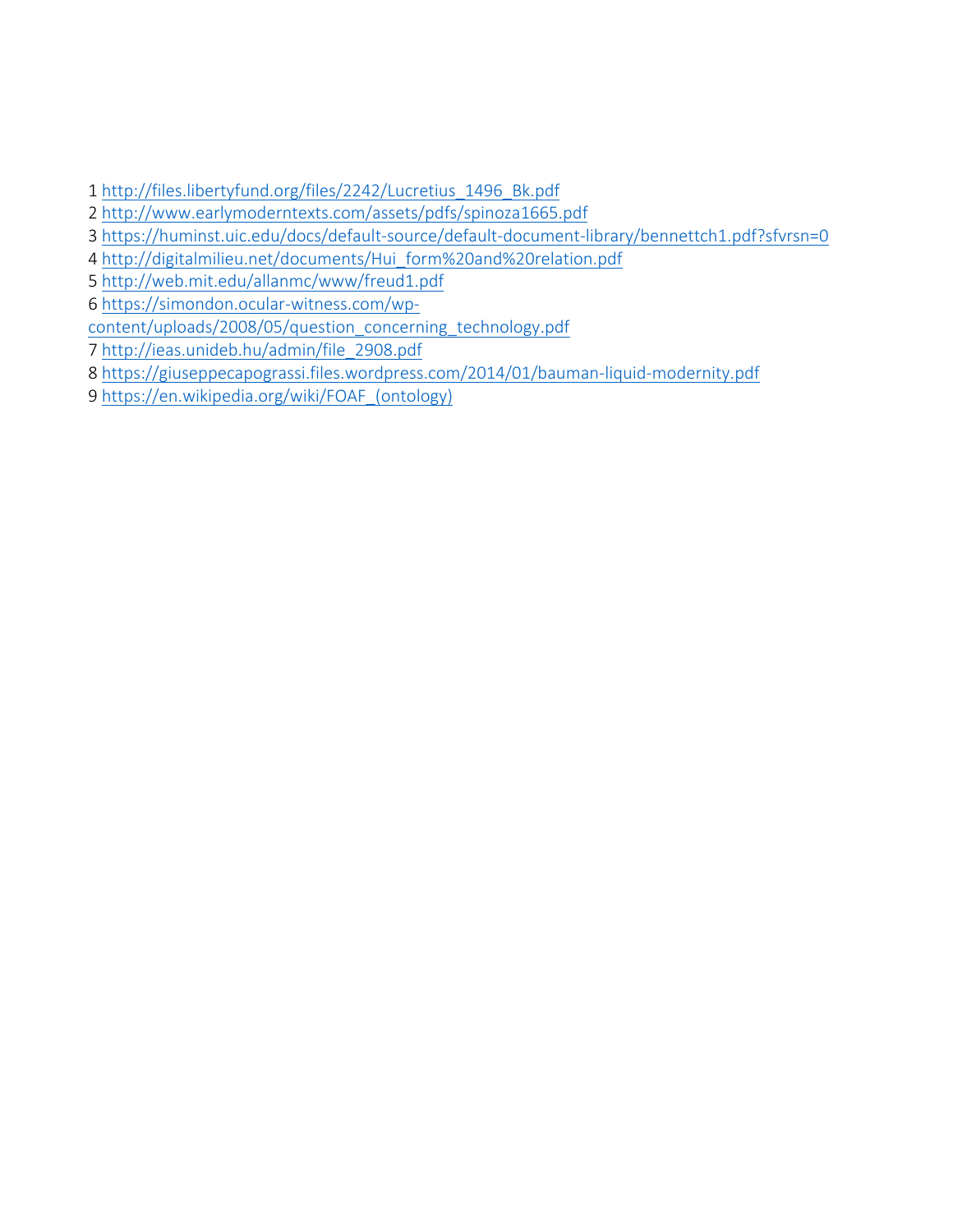1 http://files.libertyfund.org/files/2242/Lucretius_1496_Bk.pdf

2 http://www.earlymoderntexts.com/assets/pdfs/spinoza1665.pdf

3 https://huminst.uic.edu/docs/default-source/default-document-library/bennettch1.pdf?sfvrsn=0

4 http://digitalmilieu.net/documents/Hui_form%20and%20relation.pdf

5 http://web.mit.edu/allanmc/www/freud1.pdf

6 https://simondon.ocular-witness.com/wp-content/uploads/2008/05/question_concerning_technology.pdf

7 http://ieas.unideb.hu/admin/file_2908.pdf

8 https://giuseppecapograssi.files.wordpress.com/2014/01/bauman-liquid-modernity.pdf

9 https://en.wikipedia.org/wiki/FOAF_(ontology)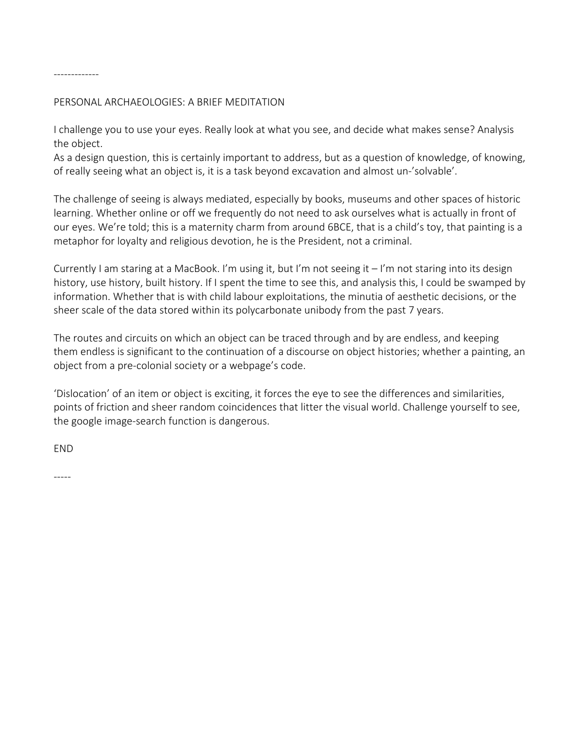-------------

PERSONAL ARCHAEOLOGIES: A BRIEF MEDITATION

I challenge you to use your eyes. Really look at what you see, and decide what makes sense? Analysis the object.
As a design question, this is certainly important to address, but as a question of knowledge, of knowing, of really seeing what an object is, it is a task beyond excavation and almost un-'solvable'.

The challenge of seeing is always mediated, especially by books, museums and other spaces of historic learning. Whether online or off we frequently do not need to ask ourselves what is actually in front of our eyes. We're told; this is a maternity charm from around 6BCE, that is a child's toy, that painting is a metaphor for loyalty and religious devotion, he is the President, not a criminal.

Currently I am staring at a MacBook. I'm using it, but I'm not seeing it – I'm not staring into its design history, use history, built history. If I spent the time to see this, and analysis this, I could be swamped by information. Whether that is with child labour exploitations, the minutia of aesthetic decisions, or the sheer scale of the data stored within its polycarbonate unibody from the past 7 years.

The routes and circuits on which an object can be traced through and by are endless, and keeping them endless is significant to the continuation of a discourse on object histories; whether a painting, an object from a pre-colonial society or a webpage's code.

'Dislocation' of an item or object is exciting, it forces the eye to see the differences and similarities, points of friction and sheer random coincidences that litter the visual world. Challenge yourself to see, the google image-search function is dangerous.

END

-----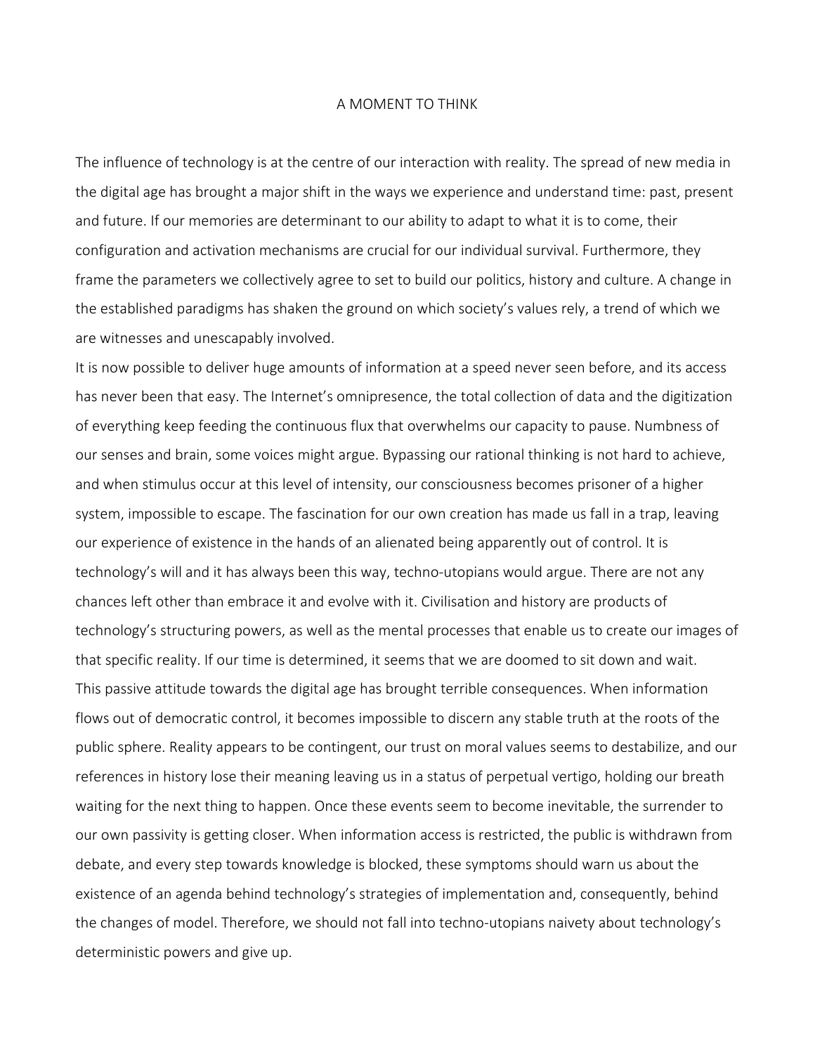# A MOMENT TO THINK

The influence of technology is at the centre of our interaction with reality. The spread of new media in the digital age has brought a major shift in the ways we experience and understand time: past, present and future. If our memories are determinant to our ability to adapt to what it is to come, their configuration and activation mechanisms are crucial for our individual survival. Furthermore, they frame the parameters we collectively agree to set to build our politics, history and culture. A change in the established paradigms has shaken the ground on which society's values rely, a trend of which we are witnesses and unescapably involved.

It is now possible to deliver huge amounts of information at a speed never seen before, and its access has never been that easy. The Internet's omnipresence, the total collection of data and the digitization of everything keep feeding the continuous flux that overwhelms our capacity to pause. Numbness of our senses and brain, some voices might argue. Bypassing our rational thinking is not hard to achieve, and when stimulus occur at this level of intensity, our consciousness becomes prisoner of a higher system, impossible to escape. The fascination for our own creation has made us fall in a trap, leaving our experience of existence in the hands of an alienated being apparently out of control. It is technology's will and it has always been this way, techno-utopians would argue. There are not any chances left other than embrace it and evolve with it. Civilisation and history are products of technology's structuring powers, as well as the mental processes that enable us to create our images of that specific reality. If our time is determined, it seems that we are doomed to sit down and wait.

This passive attitude towards the digital age has brought terrible consequences. When information flows out of democratic control, it becomes impossible to discern any stable truth at the roots of the public sphere. Reality appears to be contingent, our trust on moral values seems to destabilize, and our references in history lose their meaning leaving us in a status of perpetual vertigo, holding our breath waiting for the next thing to happen. Once these events seem to become inevitable, the surrender to our own passivity is getting closer. When information access is restricted, the public is withdrawn from debate, and every step towards knowledge is blocked, these symptoms should warn us about the existence of an agenda behind technology's strategies of implementation and, consequently, behind the changes of model. Therefore, we should not fall into techno-utopians naivety about technology's deterministic powers and give up.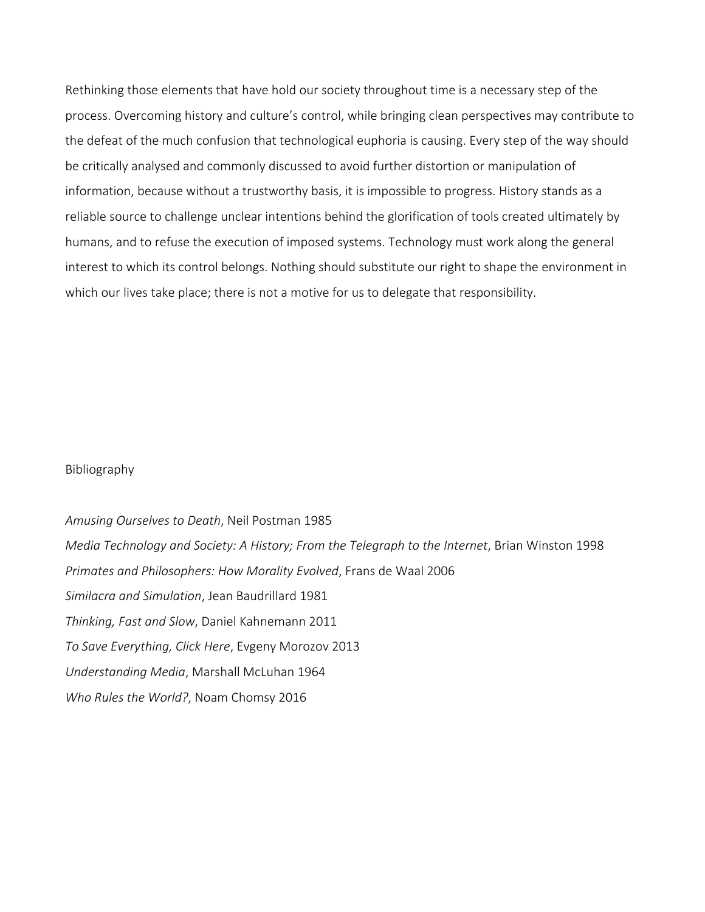Rethinking those elements that have hold our society throughout time is a necessary step of the process. Overcoming history and culture's control, while bringing clean perspectives may contribute to the defeat of the much confusion that technological euphoria is causing. Every step of the way should be critically analysed and commonly discussed to avoid further distortion or manipulation of information, because without a trustworthy basis, it is impossible to progress. History stands as a reliable source to challenge unclear intentions behind the glorification of tools created ultimately by humans, and to refuse the execution of imposed systems. Technology must work along the general interest to which its control belongs. Nothing should substitute our right to shape the environment in which our lives take place; there is not a motive for us to delegate that responsibility.

Bibliography

*Amusing Ourselves to Death*, Neil Postman 1985

*Media Technology and Society: A History; From the Telegraph to the Internet*, Brian Winston 1998

*Primates and Philosophers: How Morality Evolved*, Frans de Waal 2006

*Similacra and Simulation*, Jean Baudrillard 1981

*Thinking, Fast and Slow*, Daniel Kahnemann 2011

*To Save Everything, Click Here*, Evgeny Morozov 2013

*Understanding Media*, Marshall McLuhan 1964

*Who Rules the World?*, Noam Chomsy 2016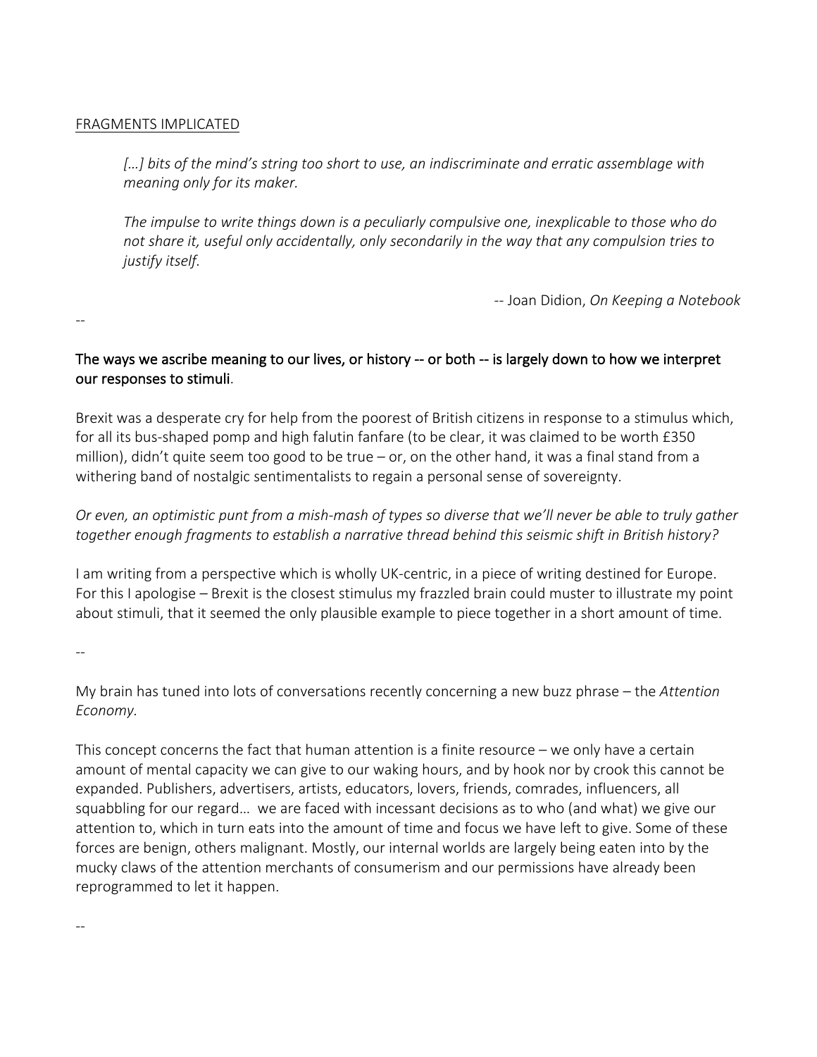FRAGMENTS IMPLICATED

> *[…] bits of the mind's string too short to use, an indiscriminate and erratic assemblage with meaning only for its maker.*
>
> *The impulse to write things down is a peculiarly compulsive one, inexplicable to those who do not share it, useful only accidentally, only secondarily in the way that any compulsion tries to justify itself.*
>
> -- Joan Didion, *On Keeping a Notebook*

--

**The ways we ascribe meaning to our lives, or history -- or both -- is largely down to how we interpret our responses to stimuli**.

Brexit was a desperate cry for help from the poorest of British citizens in response to a stimulus which, for all its bus-shaped pomp and high falutin fanfare (to be clear, it was claimed to be worth £350 million), didn't quite seem too good to be true – or, on the other hand, it was a final stand from a withering band of nostalgic sentimentalists to regain a personal sense of sovereignty.

*Or even, an optimistic punt from a mish-mash of types so diverse that we'll never be able to truly gather together enough fragments to establish a narrative thread behind this seismic shift in British history?*

I am writing from a perspective which is wholly UK-centric, in a piece of writing destined for Europe. For this I apologise – Brexit is the closest stimulus my frazzled brain could muster to illustrate my point about stimuli, that it seemed the only plausible example to piece together in a short amount of time.

--

My brain has tuned into lots of conversations recently concerning a new buzz phrase – the *Attention Economy.*

This concept concerns the fact that human attention is a finite resource – we only have a certain amount of mental capacity we can give to our waking hours, and by hook nor by crook this cannot be expanded. Publishers, advertisers, artists, educators, lovers, friends, comrades, influencers, all squabbling for our regard… we are faced with incessant decisions as to who (and what) we give our attention to, which in turn eats into the amount of time and focus we have left to give. Some of these forces are benign, others malignant. Mostly, our internal worlds are largely being eaten into by the mucky claws of the attention merchants of consumerism and our permissions have already been reprogrammed to let it happen.

--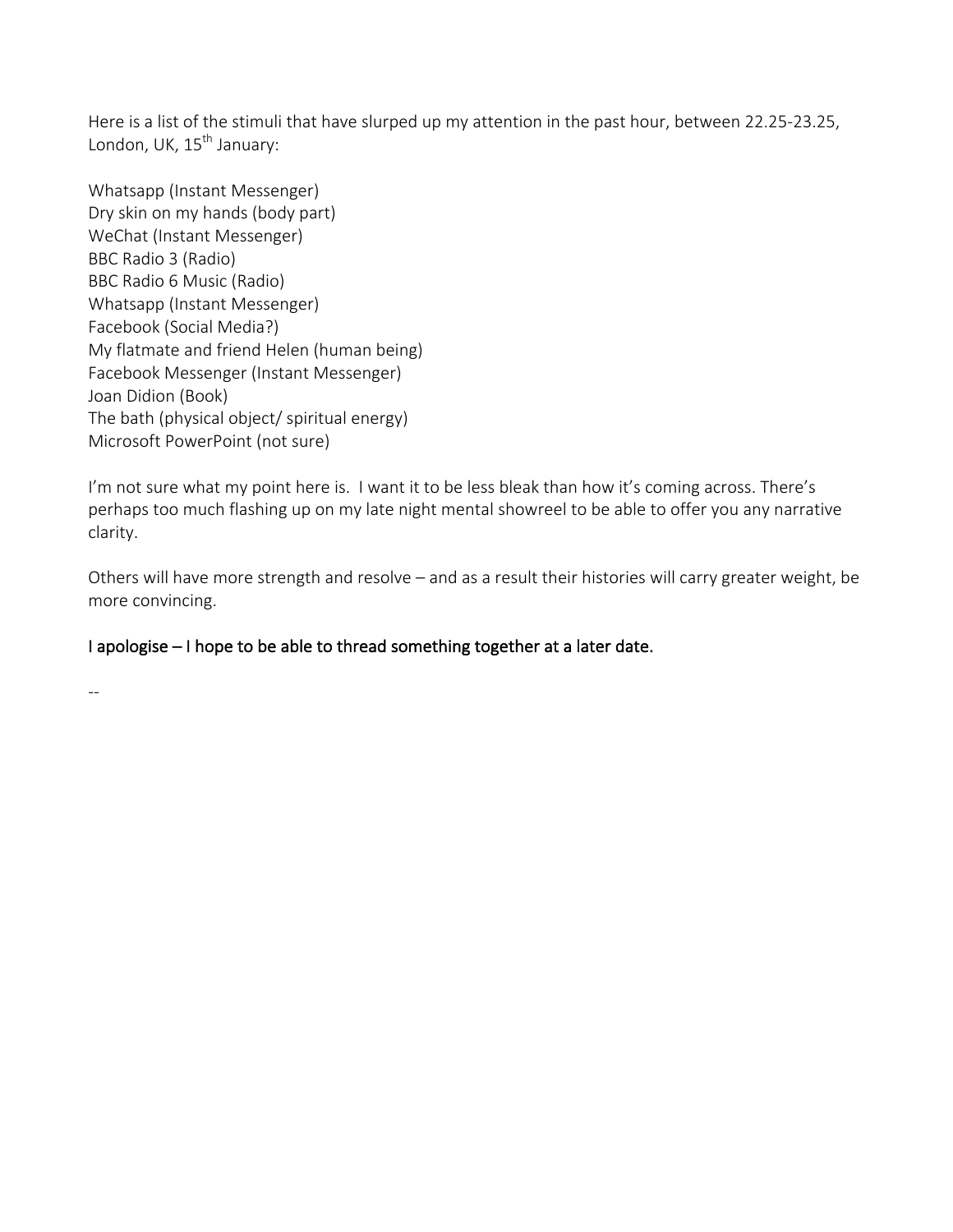Here is a list of the stimuli that have slurped up my attention in the past hour, between 22.25-23.25, London, UK, 15th January:

Whatsapp (Instant Messenger)
Dry skin on my hands (body part)
WeChat (Instant Messenger)
BBC Radio 3 (Radio)
BBC Radio 6 Music (Radio)
Whatsapp (Instant Messenger)
Facebook (Social Media?)
My flatmate and friend Helen (human being)
Facebook Messenger (Instant Messenger)
Joan Didion (Book)
The bath (physical object/ spiritual energy)
Microsoft PowerPoint (not sure)

I'm not sure what my point here is. I want it to be less bleak than how it's coming across. There's perhaps too much flashing up on my late night mental showreel to be able to offer you any narrative clarity.

Others will have more strength and resolve – and as a result their histories will carry greater weight, be more convincing.

I apologise – I hope to be able to thread something together at a later date.

--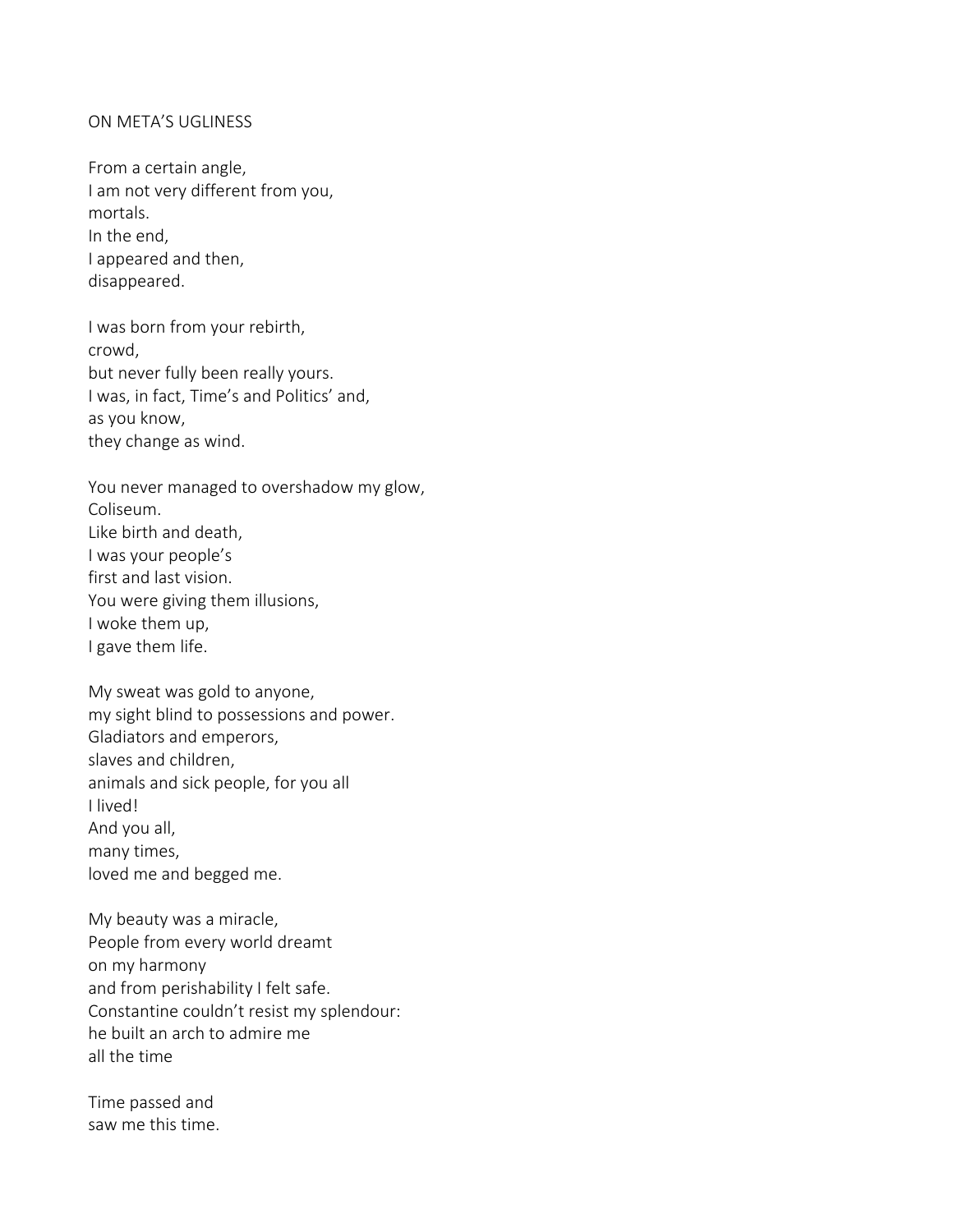ON META'S UGLINESS

From a certain angle,  
I am not very different from you,  
mortals.  
In the end,  
I appeared and then,  
disappeared.

I was born from your rebirth,  
crowd,  
but never fully been really yours.  
I was, in fact, Time's and Politics' and,  
as you know,  
they change as wind.

You never managed to overshadow my glow,  
Coliseum.  
Like birth and death,  
I was your people's  
first and last vision.  
You were giving them illusions,  
I woke them up,  
I gave them life.

My sweat was gold to anyone,  
my sight blind to possessions and power.  
Gladiators and emperors,  
slaves and children,  
animals and sick people, for you all  
I lived!  
And you all,  
many times,  
loved me and begged me.

My beauty was a miracle,  
People from every world dreamt  
on my harmony  
and from perishability I felt safe.  
Constantine couldn't resist my splendour:  
he built an arch to admire me  
all the time

Time passed and  
saw me this time.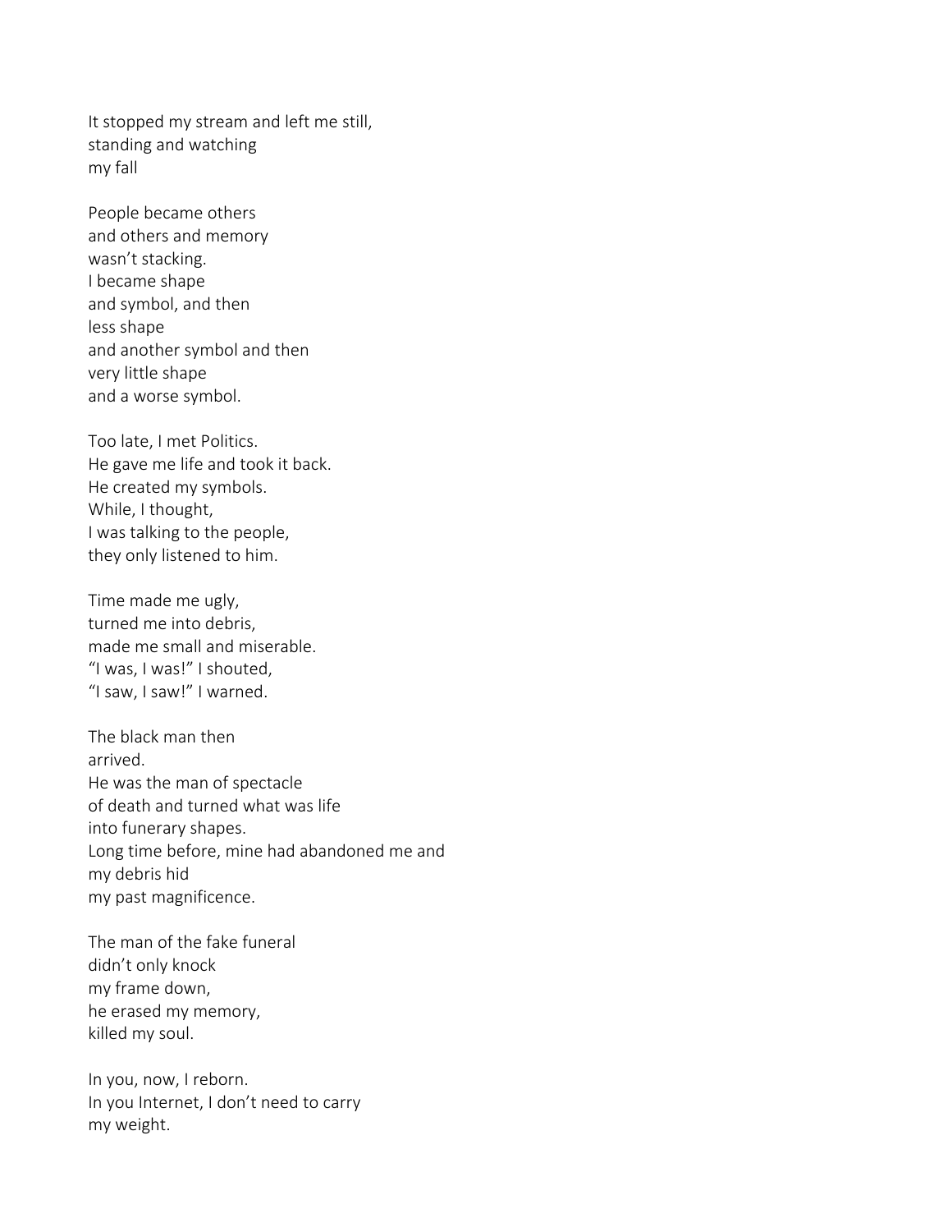It stopped my stream and left me still,  
standing and watching  
my fall

People became others  
and others and memory  
wasn't stacking.  
I became shape  
and symbol, and then  
less shape  
and another symbol and then  
very little shape  
and a worse symbol.

Too late, I met Politics.  
He gave me life and took it back.  
He created my symbols.  
While, I thought,  
I was talking to the people,  
they only listened to him.

Time made me ugly,  
turned me into debris,  
made me small and miserable.  
"I was, I was!" I shouted,  
"I saw, I saw!" I warned.

The black man then  
arrived.  
He was the man of spectacle  
of death and turned what was life  
into funerary shapes.  
Long time before, mine had abandoned me and  
my debris hid  
my past magnificence.

The man of the fake funeral  
didn't only knock  
my frame down,  
he erased my memory,  
killed my soul.

In you, now, I reborn.  
In you Internet, I don't need to carry  
my weight.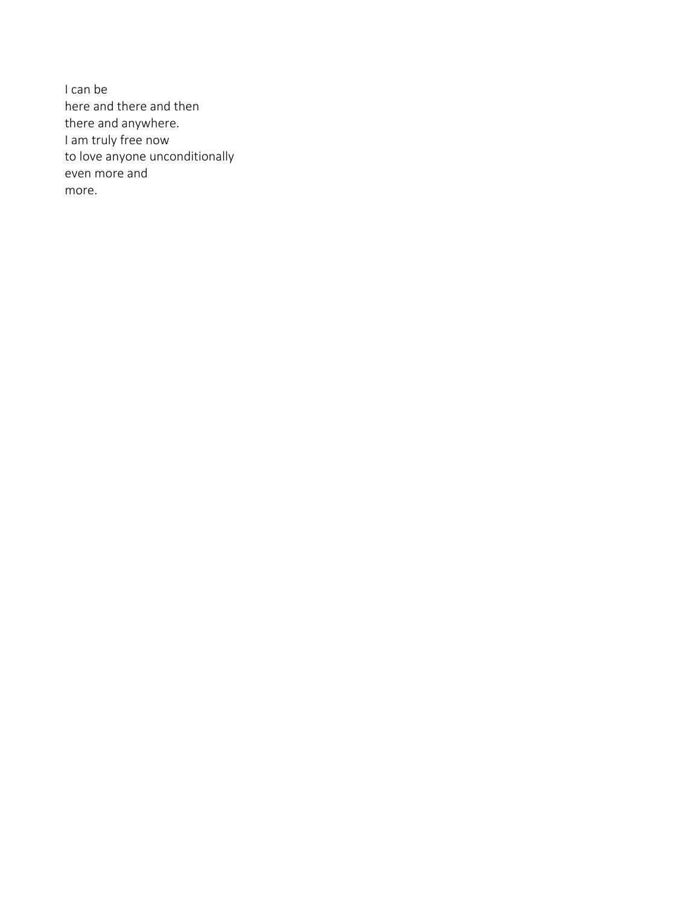I can be  
here and there and then  
there and anywhere.  
I am truly free now  
to love anyone unconditionally  
even more and  
more.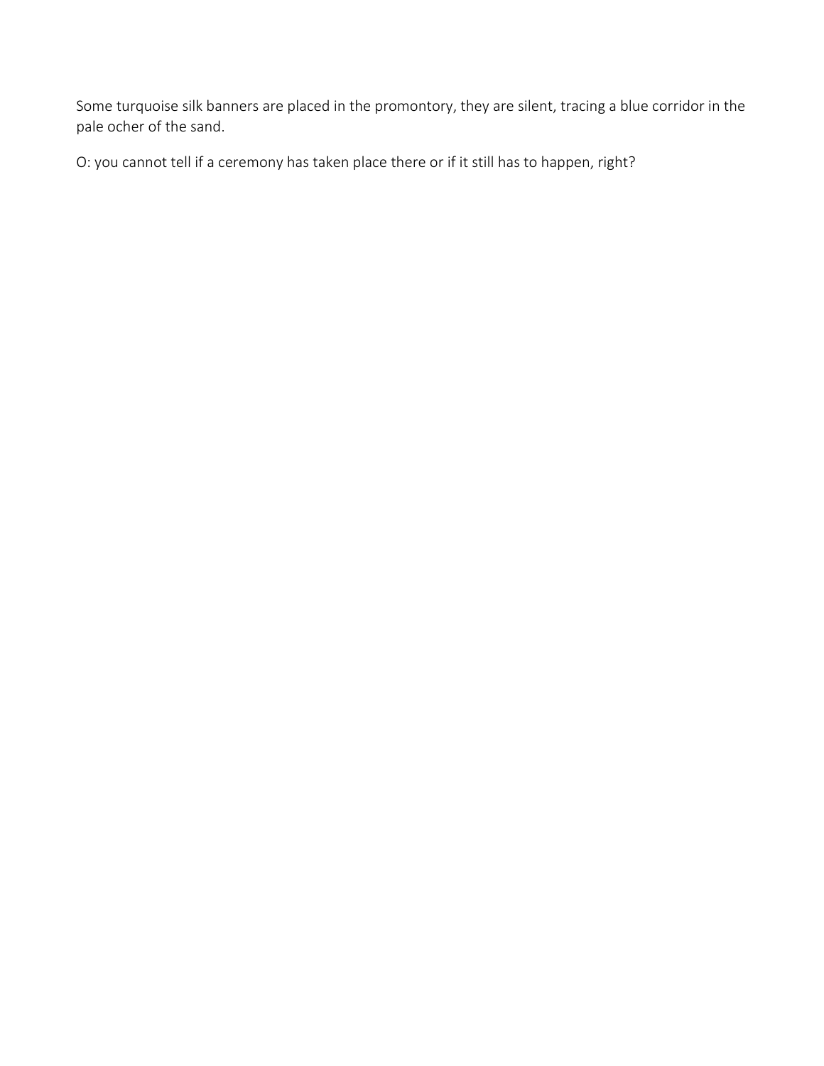Some turquoise silk banners are placed in the promontory, they are silent, tracing a blue corridor in the pale ocher of the sand.

O: you cannot tell if a ceremony has taken place there or if it still has to happen, right?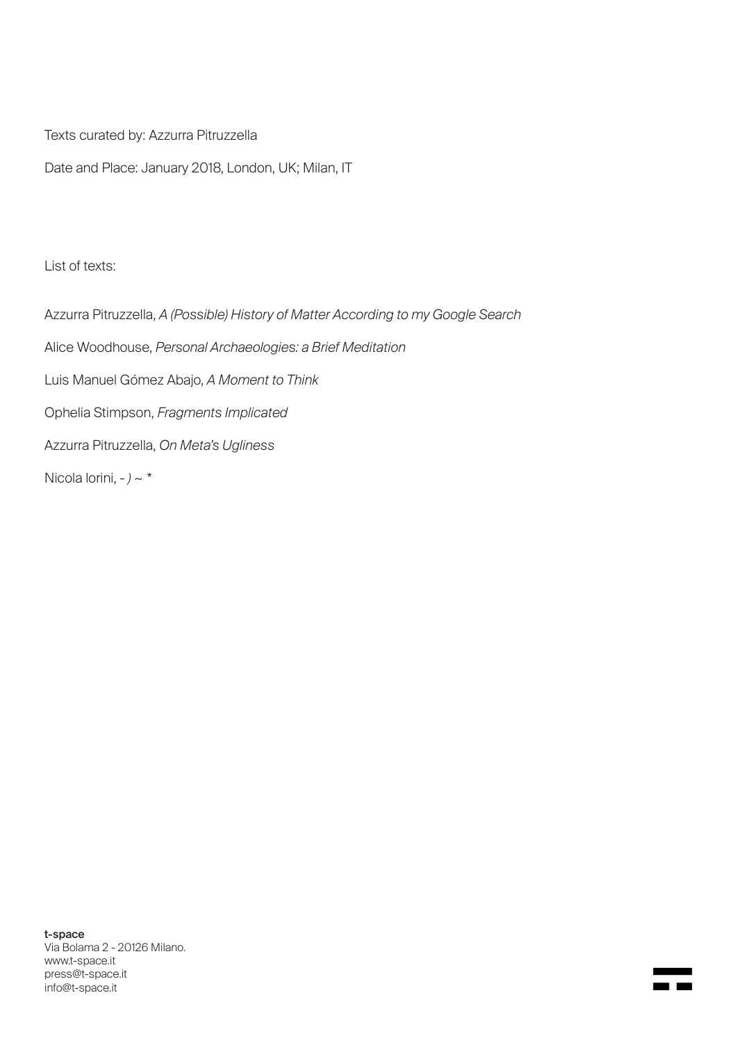Texts curated by: Azzurra Pitruzzella

Date and Place: January 2018, London, UK; Milan, IT

List of texts:

Azzurra Pitruzzella, *A (Possible) History of Matter According to my Google Search*

Alice Woodhouse, *Personal Archaeologies: a Brief Meditation*

Luis Manuel Gómez Abajo, *A Moment to Think*

Ophelia Stimpson, *Fragments Implicated*

Azzurra Pitruzzella, *On Meta's Ugliness*

Nicola Iorini, *- ) ~ **

**t-space**
Via Bolama 2 - 20126 Milano.
www.t-space.it
press@t-space.it
info@t-space.it